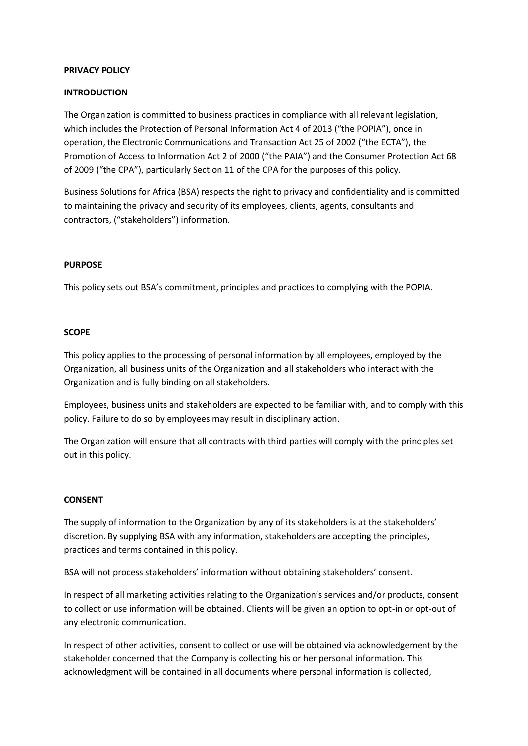# PRIVACY POLICY

## INTRODUCTION

The Organization is committed to business practices in compliance with all relevant legislation, which includes the Protection of Personal Information Act 4 of 2013 ("the POPIA"), once in operation, the Electronic Communications and Transaction Act 25 of 2002 ("the ECTA"), the Promotion of Access to Information Act 2 of 2000 ("the PAIA") and the Consumer Protection Act 68 of 2009 ("the CPA"), particularly Section 11 of the CPA for the purposes of this policy.

Business Solutions for Africa (BSA) respects the right to privacy and confidentiality and is committed to maintaining the privacy and security of its employees, clients, agents, consultants and contractors, ("stakeholders") information.

## PURPOSE

This policy sets out BSA's commitment, principles and practices to complying with the POPIA.

## SCOPE

This policy applies to the processing of personal information by all employees, employed by the Organization, all business units of the Organization and all stakeholders who interact with the Organization and is fully binding on all stakeholders.

Employees, business units and stakeholders are expected to be familiar with, and to comply with this policy. Failure to do so by employees may result in disciplinary action.

The Organization will ensure that all contracts with third parties will comply with the principles set out in this policy.

## CONSENT

The supply of information to the Organization by any of its stakeholders is at the stakeholders' discretion. By supplying BSA with any information, stakeholders are accepting the principles, practices and terms contained in this policy.

BSA will not process stakeholders' information without obtaining stakeholders' consent.

In respect of all marketing activities relating to the Organization's services and/or products, consent to collect or use information will be obtained. Clients will be given an option to opt-in or opt-out of any electronic communication.

In respect of other activities, consent to collect or use will be obtained via acknowledgement by the stakeholder concerned that the Company is collecting his or her personal information. This acknowledgment will be contained in all documents where personal information is collected,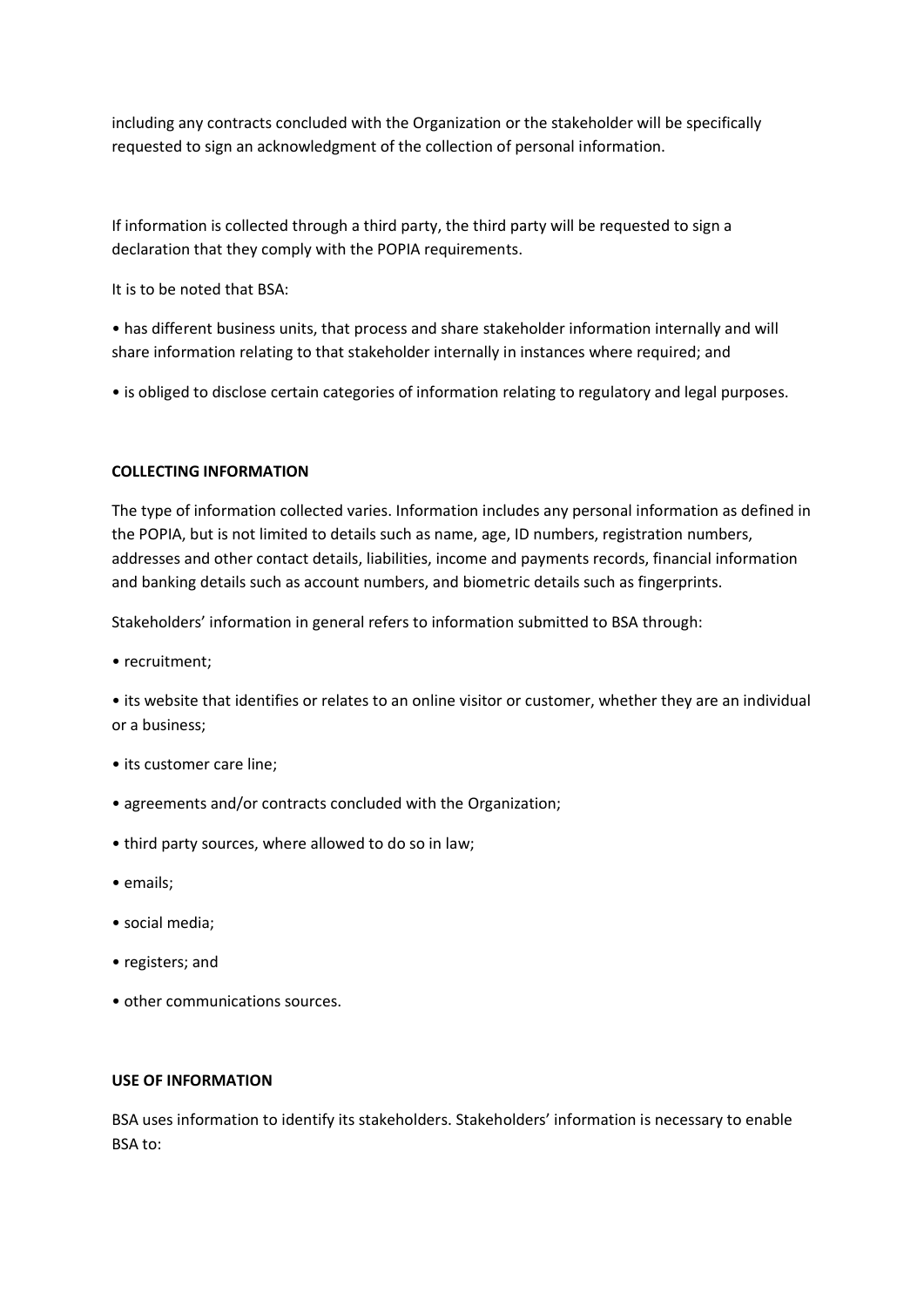including any contracts concluded with the Organization or the stakeholder will be specifically requested to sign an acknowledgment of the collection of personal information.

If information is collected through a third party, the third party will be requested to sign a declaration that they comply with the POPIA requirements.

It is to be noted that BSA:

- has different business units, that process and share stakeholder information internally and will share information relating to that stakeholder internally in instances where required; and
- is obliged to disclose certain categories of information relating to regulatory and legal purposes.

**COLLECTING INFORMATION**

The type of information collected varies. Information includes any personal information as defined in the POPIA, but is not limited to details such as name, age, ID numbers, registration numbers, addresses and other contact details, liabilities, income and payments records, financial information and banking details such as account numbers, and biometric details such as fingerprints.

Stakeholders' information in general refers to information submitted to BSA through:

- recruitment;
- its website that identifies or relates to an online visitor or customer, whether they are an individual or a business;
- its customer care line;
- agreements and/or contracts concluded with the Organization;
- third party sources, where allowed to do so in law;
- emails;
- social media;
- registers; and
- other communications sources.

**USE OF INFORMATION**

BSA uses information to identify its stakeholders. Stakeholders' information is necessary to enable BSA to: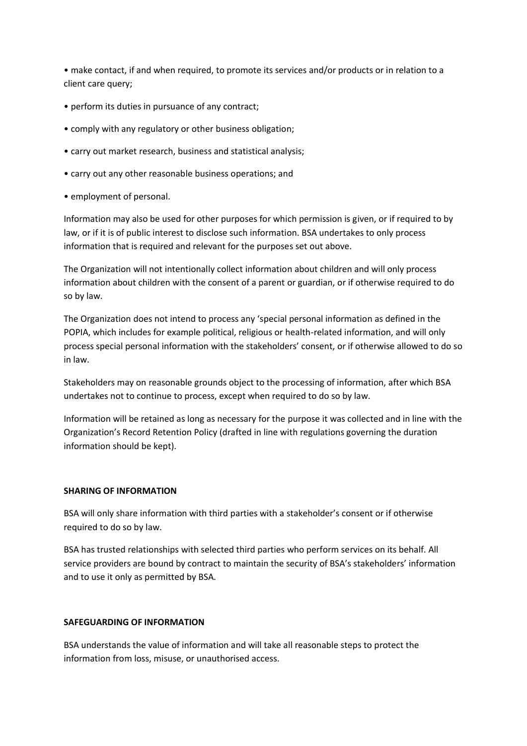- make contact, if and when required, to promote its services and/or products or in relation to a client care query;
- perform its duties in pursuance of any contract;
- comply with any regulatory or other business obligation;
- carry out market research, business and statistical analysis;
- carry out any other reasonable business operations; and
- employment of personal.

Information may also be used for other purposes for which permission is given, or if required to by law, or if it is of public interest to disclose such information. BSA undertakes to only process information that is required and relevant for the purposes set out above.

The Organization will not intentionally collect information about children and will only process information about children with the consent of a parent or guardian, or if otherwise required to do so by law.

The Organization does not intend to process any 'special personal information as defined in the POPIA, which includes for example political, religious or health-related information, and will only process special personal information with the stakeholders' consent, or if otherwise allowed to do so in law.

Stakeholders may on reasonable grounds object to the processing of information, after which BSA undertakes not to continue to process, except when required to do so by law.

Information will be retained as long as necessary for the purpose it was collected and in line with the Organization's Record Retention Policy (drafted in line with regulations governing the duration information should be kept).

**SHARING OF INFORMATION**

BSA will only share information with third parties with a stakeholder's consent or if otherwise required to do so by law.

BSA has trusted relationships with selected third parties who perform services on its behalf. All service providers are bound by contract to maintain the security of BSA's stakeholders' information and to use it only as permitted by BSA.

**SAFEGUARDING OF INFORMATION**

BSA understands the value of information and will take all reasonable steps to protect the information from loss, misuse, or unauthorised access.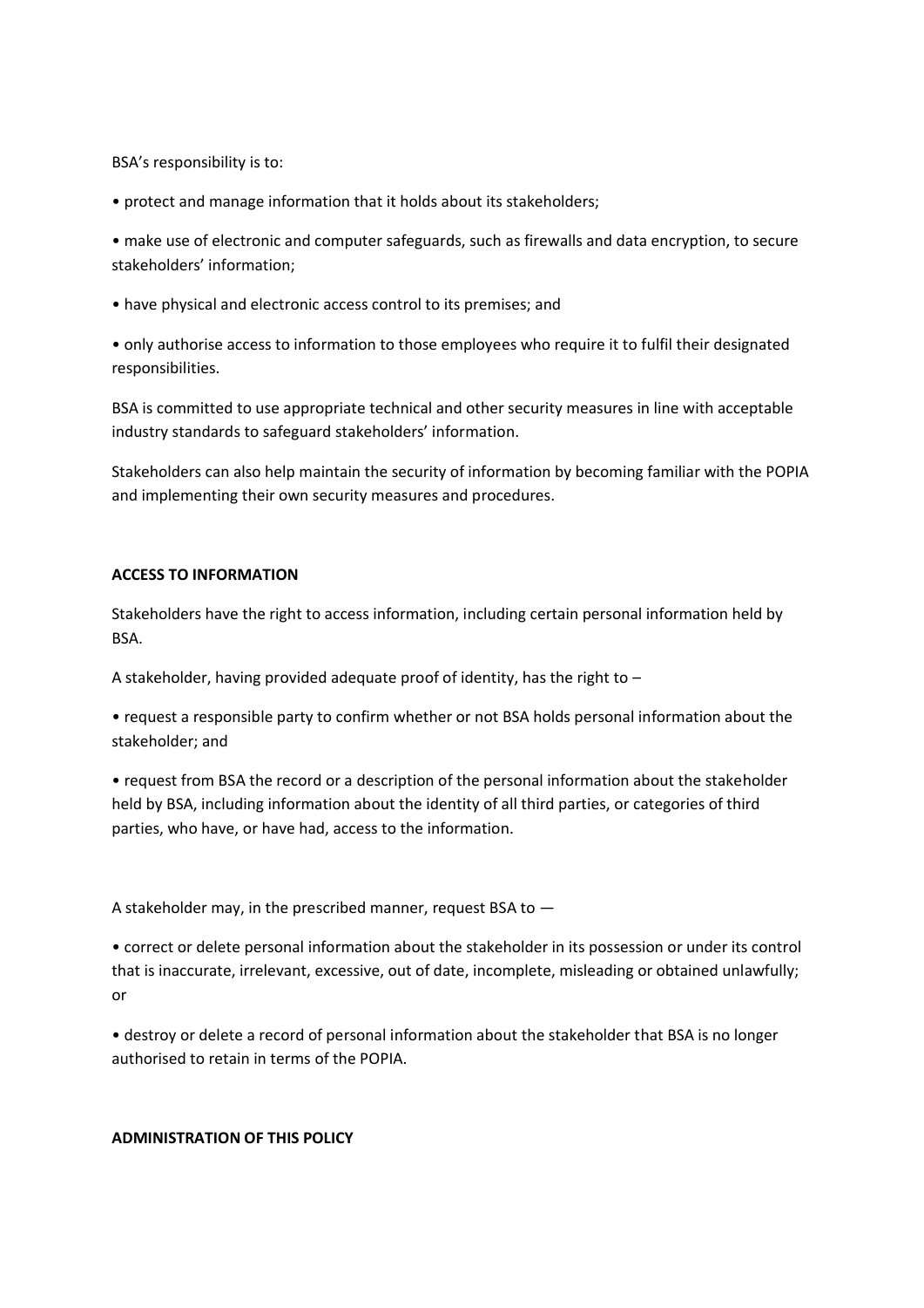BSA's responsibility is to:

- protect and manage information that it holds about its stakeholders;
- make use of electronic and computer safeguards, such as firewalls and data encryption, to secure stakeholders' information;
- have physical and electronic access control to its premises; and
- only authorise access to information to those employees who require it to fulfil their designated responsibilities.

BSA is committed to use appropriate technical and other security measures in line with acceptable industry standards to safeguard stakeholders' information.

Stakeholders can also help maintain the security of information by becoming familiar with the POPIA and implementing their own security measures and procedures.

**ACCESS TO INFORMATION**

Stakeholders have the right to access information, including certain personal information held by BSA.

A stakeholder, having provided adequate proof of identity, has the right to –

- request a responsible party to confirm whether or not BSA holds personal information about the stakeholder; and
- request from BSA the record or a description of the personal information about the stakeholder held by BSA, including information about the identity of all third parties, or categories of third parties, who have, or have had, access to the information.

A stakeholder may, in the prescribed manner, request BSA to —

- correct or delete personal information about the stakeholder in its possession or under its control that is inaccurate, irrelevant, excessive, out of date, incomplete, misleading or obtained unlawfully; or
- destroy or delete a record of personal information about the stakeholder that BSA is no longer authorised to retain in terms of the POPIA.

**ADMINISTRATION OF THIS POLICY**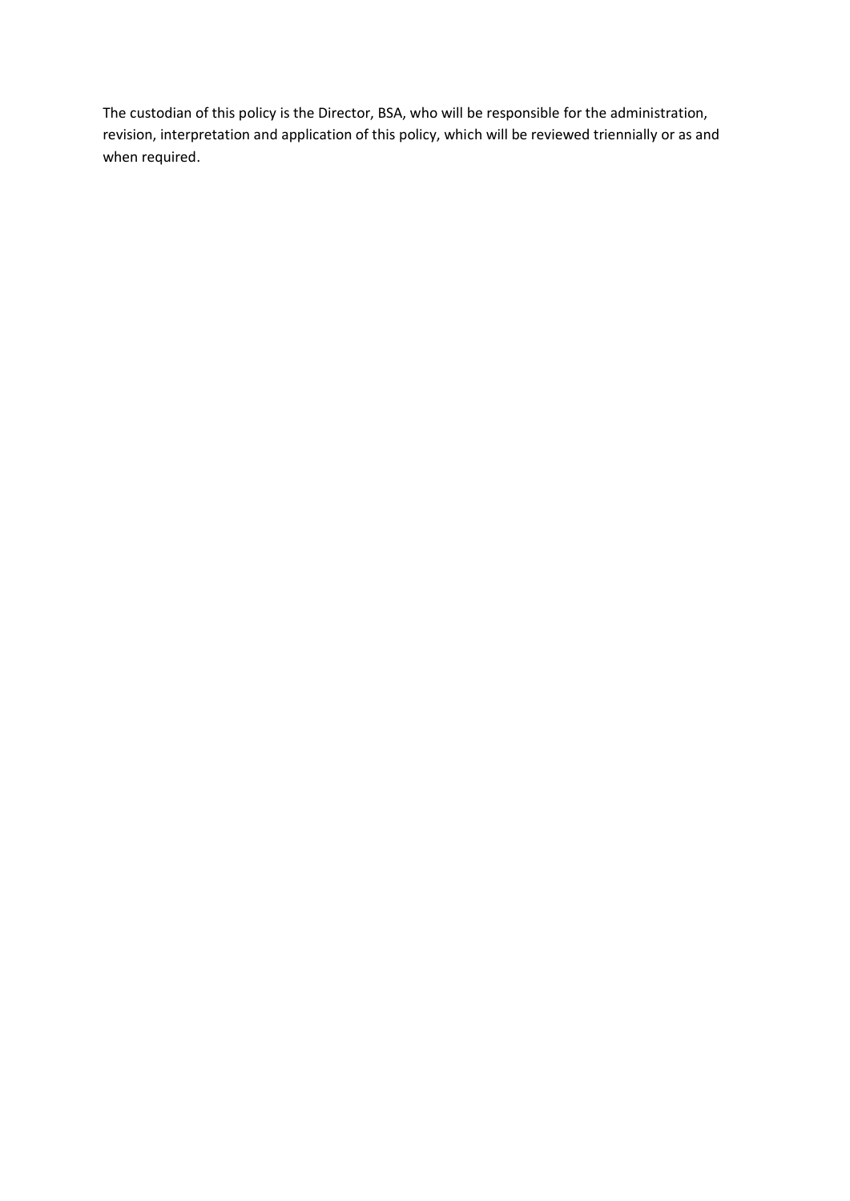The custodian of this policy is the Director, BSA, who will be responsible for the administration, revision, interpretation and application of this policy, which will be reviewed triennially or as and when required.